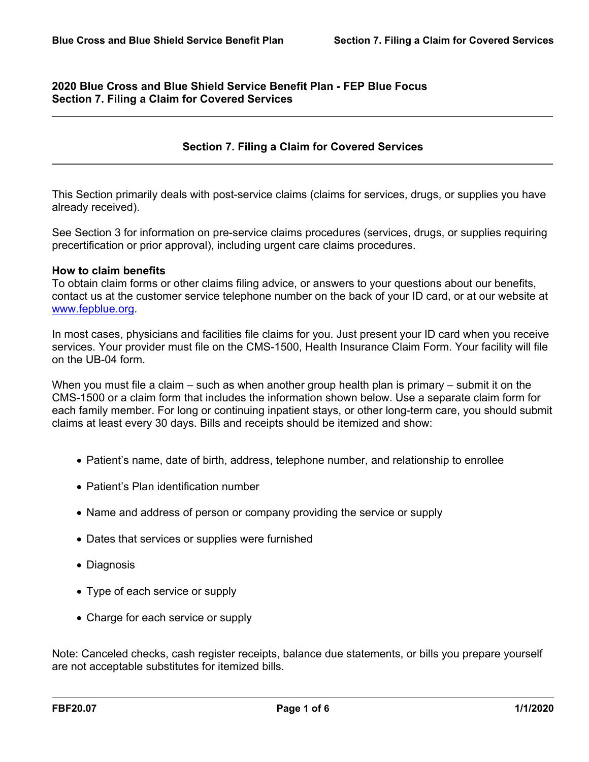**2020 Blue Cross and Blue Shield Service Benefit Plan - FEP Blue Focus**
**Section 7. Filing a Claim for Covered Services**

# Section 7. Filing a Claim for Covered Services

This Section primarily deals with post-service claims (claims for services, drugs, or supplies you have already received).

See Section 3 for information on pre-service claims procedures (services, drugs, or supplies requiring precertification or prior approval), including urgent care claims procedures.

**How to claim benefits**
To obtain claim forms or other claims filing advice, or answers to your questions about our benefits, contact us at the customer service telephone number on the back of your ID card, or at our website at www.fepblue.org.

In most cases, physicians and facilities file claims for you. Just present your ID card when you receive services. Your provider must file on the CMS-1500, Health Insurance Claim Form. Your facility will file on the UB-04 form.

When you must file a claim – such as when another group health plan is primary – submit it on the CMS-1500 or a claim form that includes the information shown below. Use a separate claim form for each family member. For long or continuing inpatient stays, or other long-term care, you should submit claims at least every 30 days. Bills and receipts should be itemized and show:

- Patient's name, date of birth, address, telephone number, and relationship to enrollee
- Patient's Plan identification number
- Name and address of person or company providing the service or supply
- Dates that services or supplies were furnished
- Diagnosis
- Type of each service or supply
- Charge for each service or supply

Note: Canceled checks, cash register receipts, balance due statements, or bills you prepare yourself are not acceptable substitutes for itemized bills.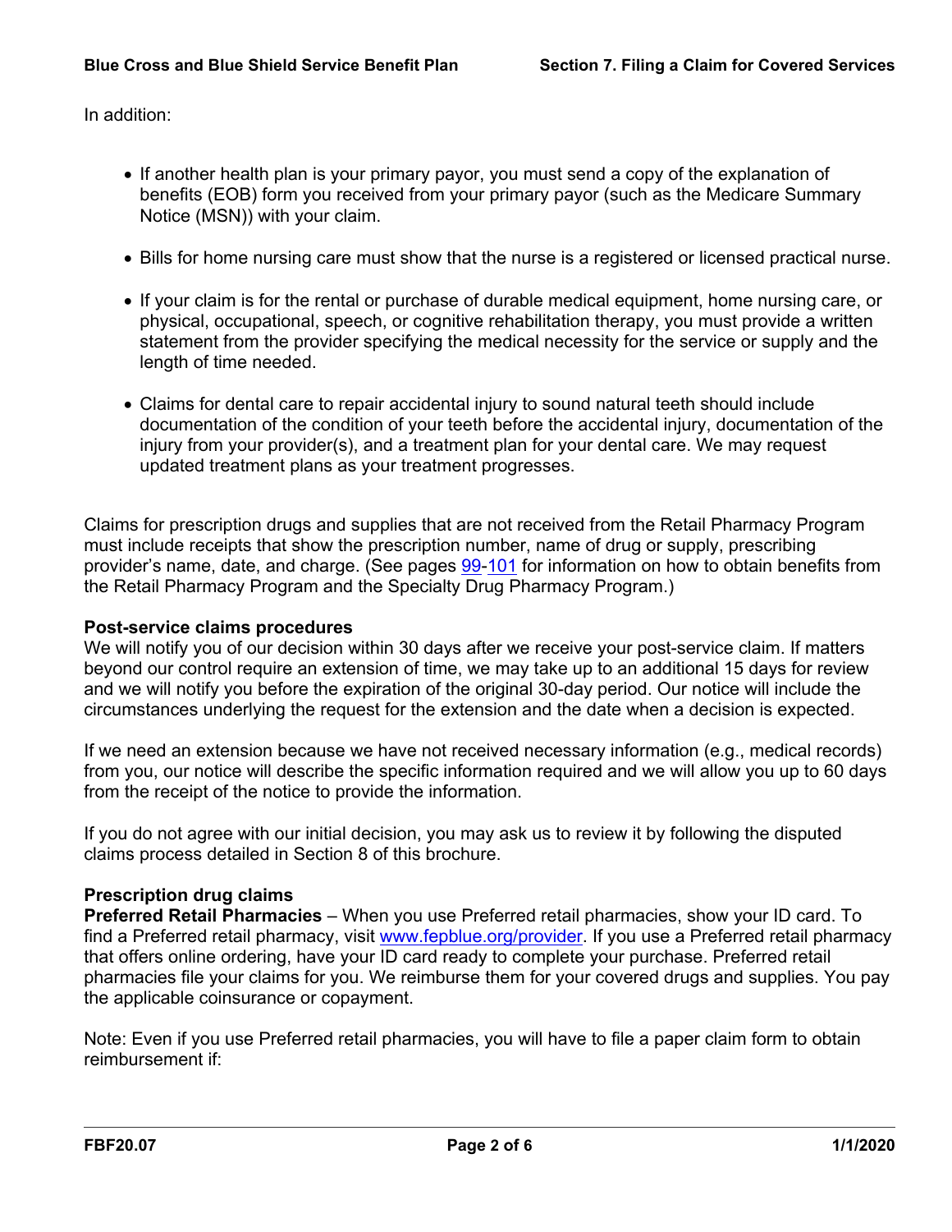In addition:

- If another health plan is your primary payor, you must send a copy of the explanation of benefits (EOB) form you received from your primary payor (such as the Medicare Summary Notice (MSN)) with your claim.
- Bills for home nursing care must show that the nurse is a registered or licensed practical nurse.
- If your claim is for the rental or purchase of durable medical equipment, home nursing care, or physical, occupational, speech, or cognitive rehabilitation therapy, you must provide a written statement from the provider specifying the medical necessity for the service or supply and the length of time needed.
- Claims for dental care to repair accidental injury to sound natural teeth should include documentation of the condition of your teeth before the accidental injury, documentation of the injury from your provider(s), and a treatment plan for your dental care. We may request updated treatment plans as your treatment progresses.

Claims for prescription drugs and supplies that are not received from the Retail Pharmacy Program must include receipts that show the prescription number, name of drug or supply, prescribing provider's name, date, and charge. (See pages 99-101 for information on how to obtain benefits from the Retail Pharmacy Program and the Specialty Drug Pharmacy Program.)

**Post-service claims procedures**
We will notify you of our decision within 30 days after we receive your post-service claim. If matters beyond our control require an extension of time, we may take up to an additional 15 days for review and we will notify you before the expiration of the original 30-day period. Our notice will include the circumstances underlying the request for the extension and the date when a decision is expected.

If we need an extension because we have not received necessary information (e.g., medical records) from you, our notice will describe the specific information required and we will allow you up to 60 days from the receipt of the notice to provide the information.

If you do not agree with our initial decision, you may ask us to review it by following the disputed claims process detailed in Section 8 of this brochure.

**Prescription drug claims**
**Preferred Retail Pharmacies** – When you use Preferred retail pharmacies, show your ID card. To find a Preferred retail pharmacy, visit www.fepblue.org/provider. If you use a Preferred retail pharmacy that offers online ordering, have your ID card ready to complete your purchase. Preferred retail pharmacies file your claims for you. We reimburse them for your covered drugs and supplies. You pay the applicable coinsurance or copayment.

Note: Even if you use Preferred retail pharmacies, you will have to file a paper claim form to obtain reimbursement if: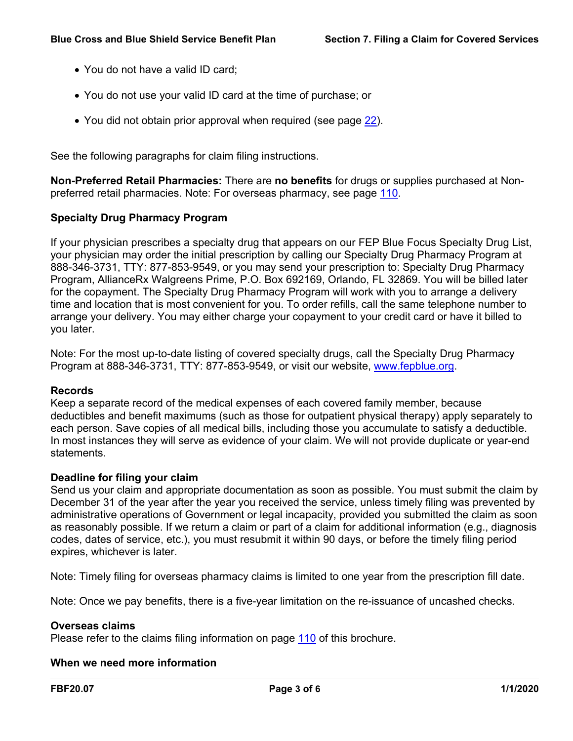- You do not have a valid ID card;
- You do not use your valid ID card at the time of purchase; or
- You did not obtain prior approval when required (see page 22).

See the following paragraphs for claim filing instructions.

**Non-Preferred Retail Pharmacies:** There are **no benefits** for drugs or supplies purchased at Non-preferred retail pharmacies. Note: For overseas pharmacy, see page 110.

**Specialty Drug Pharmacy Program**

If your physician prescribes a specialty drug that appears on our FEP Blue Focus Specialty Drug List, your physician may order the initial prescription by calling our Specialty Drug Pharmacy Program at 888-346-3731, TTY: 877-853-9549, or you may send your prescription to: Specialty Drug Pharmacy Program, AllianceRx Walgreens Prime, P.O. Box 692169, Orlando, FL 32869. You will be billed later for the copayment. The Specialty Drug Pharmacy Program will work with you to arrange a delivery time and location that is most convenient for you. To order refills, call the same telephone number to arrange your delivery. You may either charge your copayment to your credit card or have it billed to you later.

Note: For the most up-to-date listing of covered specialty drugs, call the Specialty Drug Pharmacy Program at 888-346-3731, TTY: 877-853-9549, or visit our website, www.fepblue.org.

**Records**

Keep a separate record of the medical expenses of each covered family member, because deductibles and benefit maximums (such as those for outpatient physical therapy) apply separately to each person. Save copies of all medical bills, including those you accumulate to satisfy a deductible. In most instances they will serve as evidence of your claim. We will not provide duplicate or year-end statements.

**Deadline for filing your claim**

Send us your claim and appropriate documentation as soon as possible. You must submit the claim by December 31 of the year after the year you received the service, unless timely filing was prevented by administrative operations of Government or legal incapacity, provided you submitted the claim as soon as reasonably possible. If we return a claim or part of a claim for additional information (e.g., diagnosis codes, dates of service, etc.), you must resubmit it within 90 days, or before the timely filing period expires, whichever is later.

Note: Timely filing for overseas pharmacy claims is limited to one year from the prescription fill date.

Note: Once we pay benefits, there is a five-year limitation on the re-issuance of uncashed checks.

**Overseas claims**

Please refer to the claims filing information on page 110 of this brochure.

**When we need more information**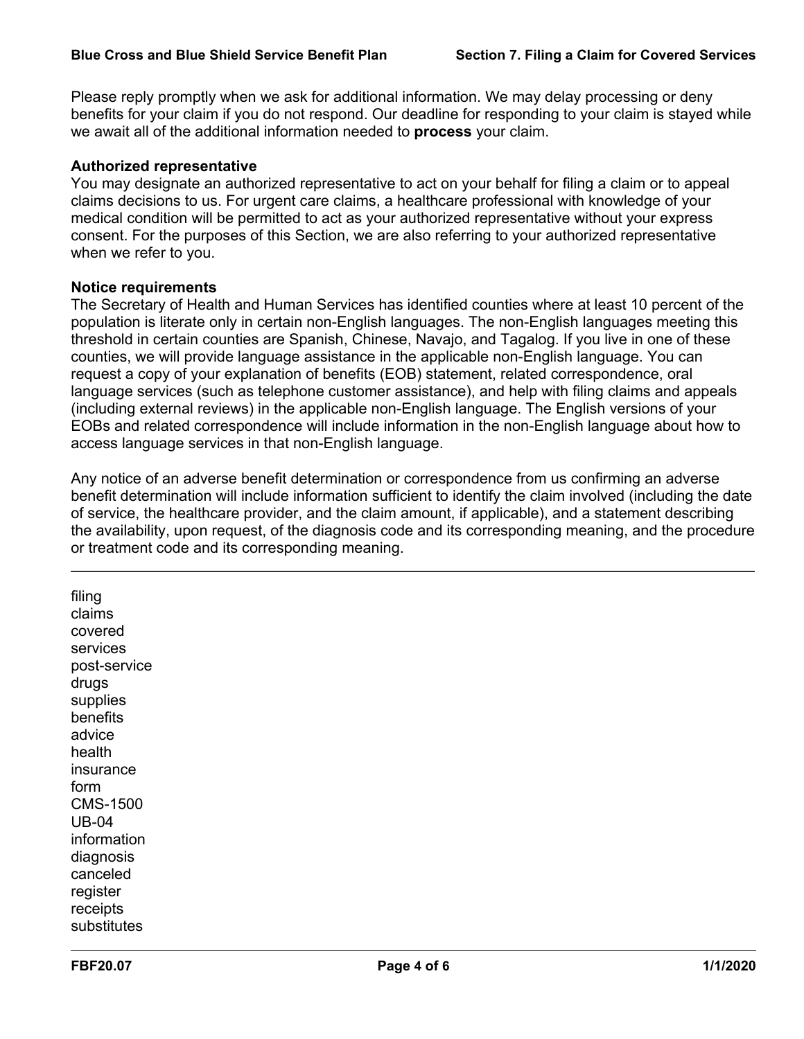Please reply promptly when we ask for additional information. We may delay processing or deny benefits for your claim if you do not respond. Our deadline for responding to your claim is stayed while we await all of the additional information needed to **process** your claim.

**Authorized representative**
You may designate an authorized representative to act on your behalf for filing a claim or to appeal claims decisions to us. For urgent care claims, a healthcare professional with knowledge of your medical condition will be permitted to act as your authorized representative without your express consent. For the purposes of this Section, we are also referring to your authorized representative when we refer to you.

**Notice requirements**
The Secretary of Health and Human Services has identified counties where at least 10 percent of the population is literate only in certain non-English languages. The non-English languages meeting this threshold in certain counties are Spanish, Chinese, Navajo, and Tagalog. If you live in one of these counties, we will provide language assistance in the applicable non-English language. You can request a copy of your explanation of benefits (EOB) statement, related correspondence, oral language services (such as telephone customer assistance), and help with filing claims and appeals (including external reviews) in the applicable non-English language. The English versions of your EOBs and related correspondence will include information in the non-English language about how to access language services in that non-English language.

Any notice of an adverse benefit determination or correspondence from us confirming an adverse benefit determination will include information sufficient to identify the claim involved (including the date of service, the healthcare provider, and the claim amount, if applicable), and a statement describing the availability, upon request, of the diagnosis code and its corresponding meaning, and the procedure or treatment code and its corresponding meaning.

---

filing
claims
covered
services
post-service
drugs
supplies
benefits
advice
health
insurance
form
CMS-1500
UB-04
information
diagnosis
canceled
register
receipts
substitutes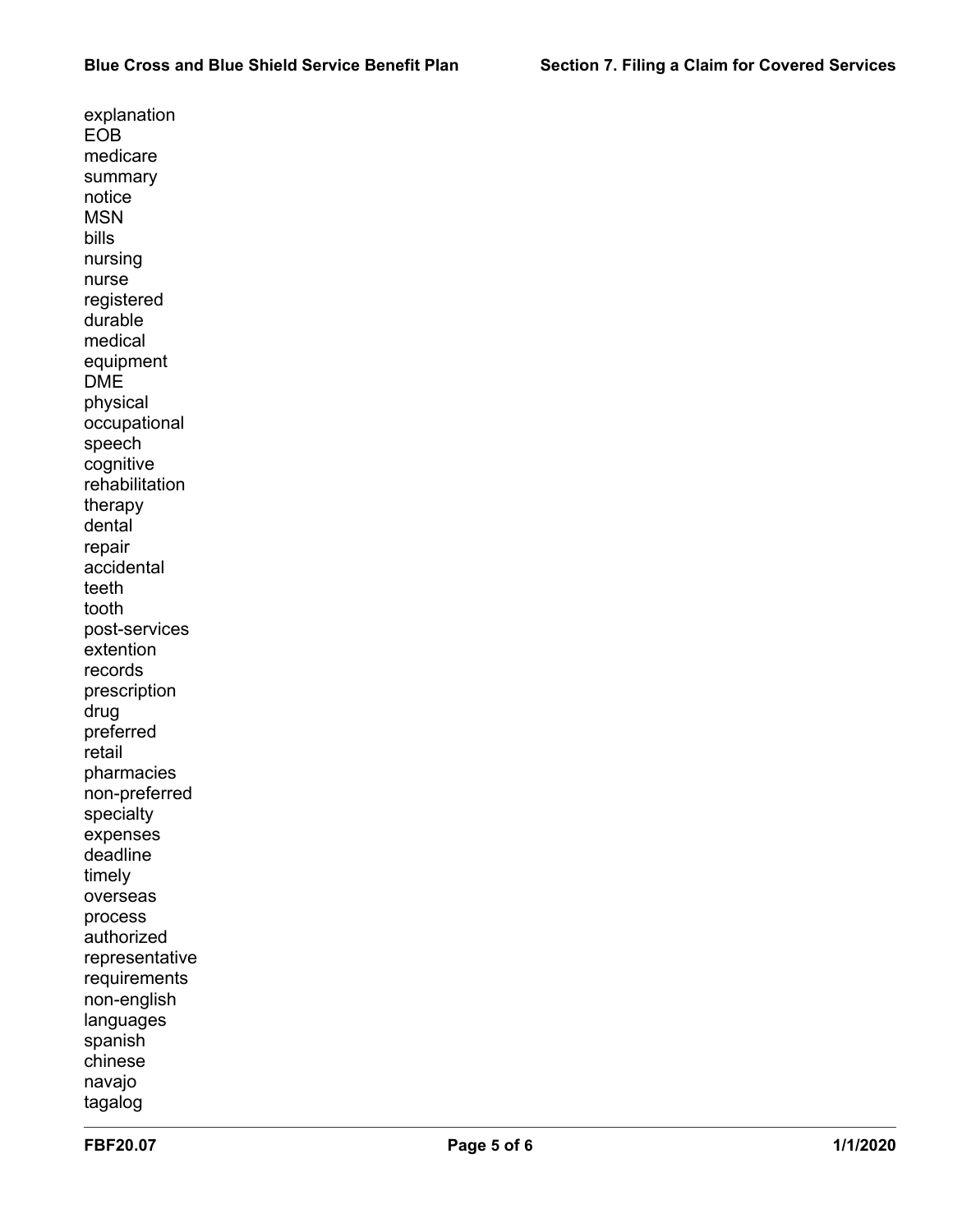explanation
EOB
medicare
summary
notice
MSN
bills
nursing
nurse
registered
durable
medical
equipment
DME
physical
occupational
speech
cognitive
rehabilitation
therapy
dental
repair
accidental
teeth
tooth
post-services
extention
records
prescription
drug
preferred
retail
pharmacies
non-preferred
specialty
expenses
deadline
timely
overseas
process
authorized
representative
requirements
non-english
languages
spanish
chinese
navajo
tagalog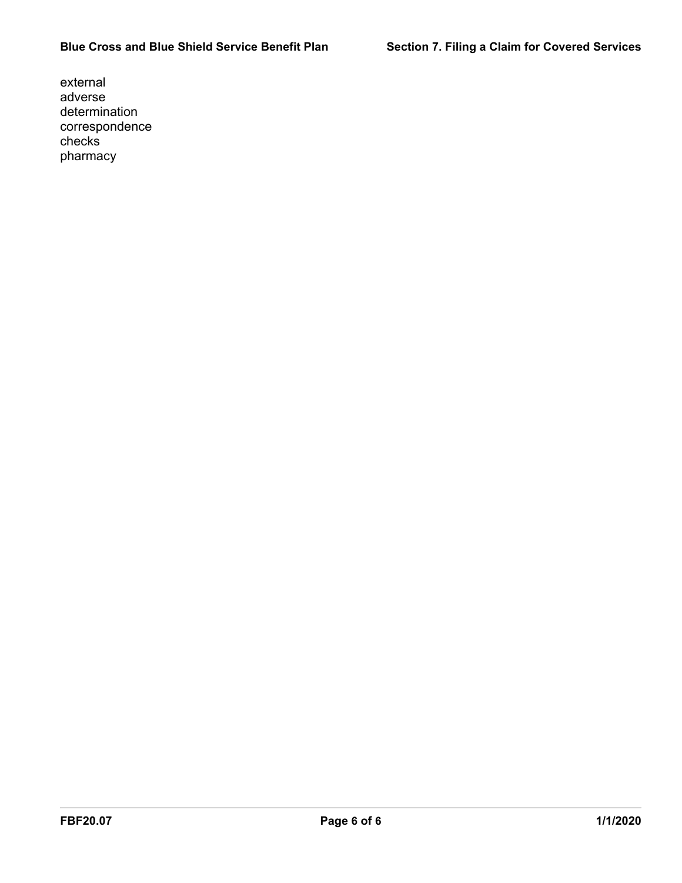external
adverse
determination
correspondence
checks
pharmacy